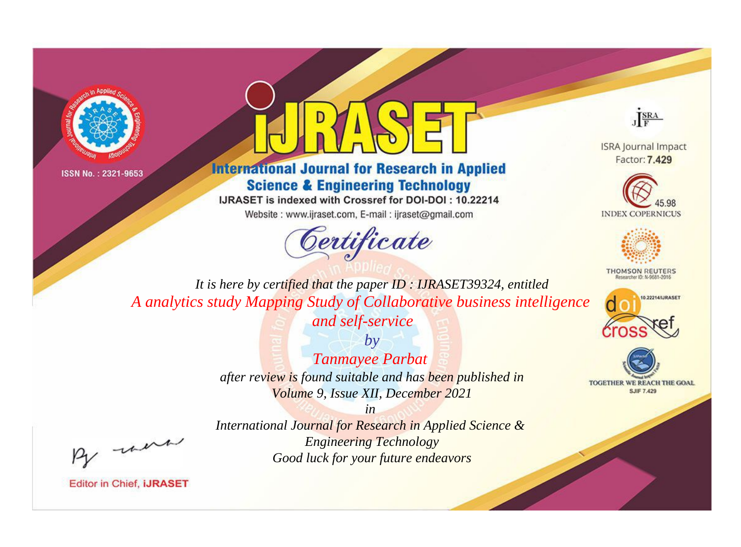ISSN No. : 2321-9653

# IJRASET

## International Journal for Research in Applied Science & Engineering Technology

IJRASET is indexed with Crossref for DOI-DOI : 10.22214

Website : www.ijraset.com, E-mail : ijraset@gmail.com

ISRA Journal Impact Factor: **7.429**

45.98 INDEX COPERNICUS

THOMSON REUTERS Researcher ID: N-9681-2016

10.22214/IJRASET

TOGETHER WE REACH THE GOAL SJIF 7.429

# *Certificate*

*It is here by certified that the paper ID : IJRASET39324, entitled*

*A analytics study Mapping Study of Collaborative business intelligence and self-service*

*by*

*Tanmayee Parbat*

*after review is found suitable and has been published in*

*Volume 9, Issue XII, December 2021*

*in*

*International Journal for Research in Applied Science & Engineering Technology*

*Good luck for your future endeavors*

Editor in Chief, **iJRASET**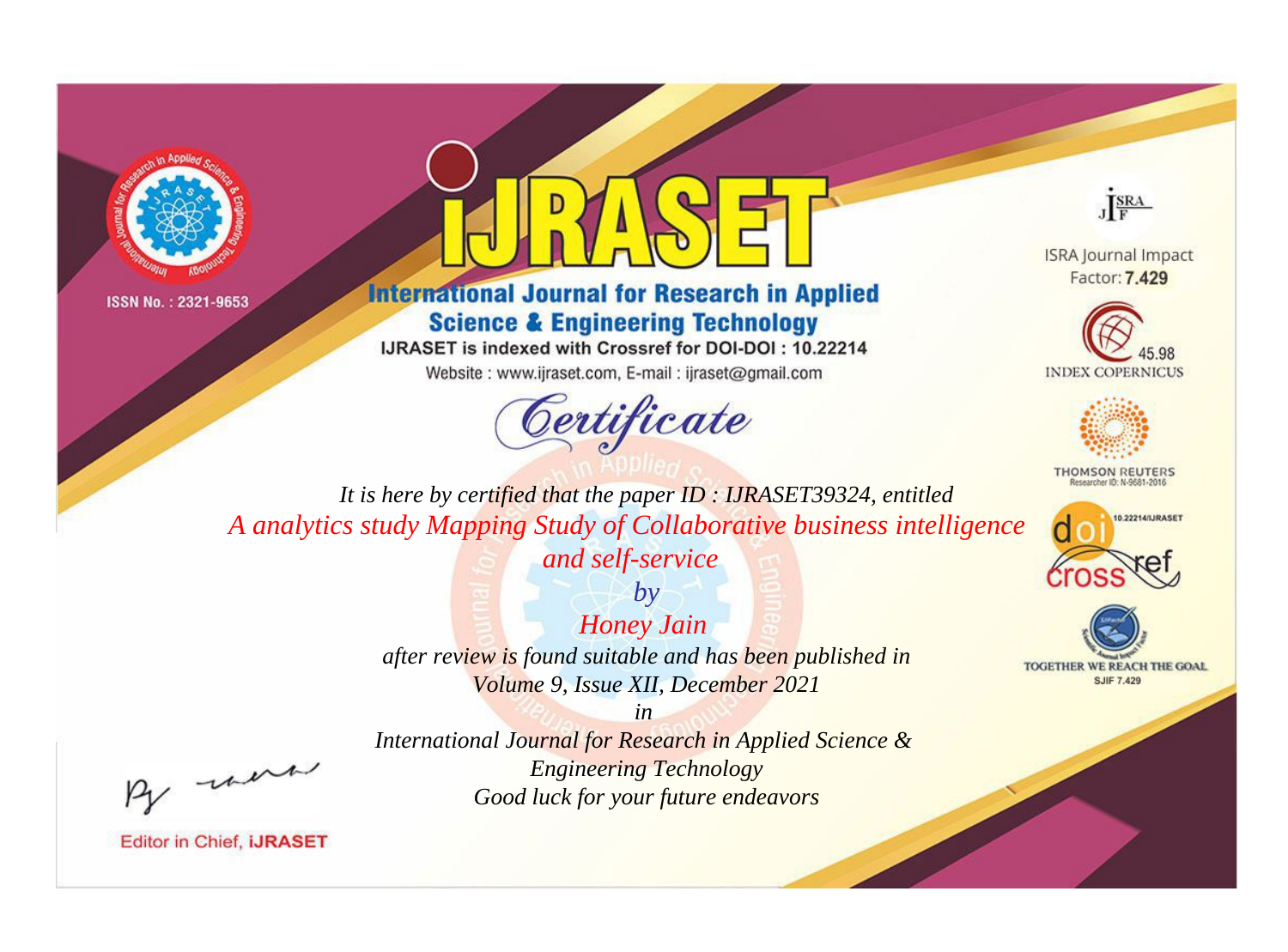ISSN No. : 2321-9653

# iJRASET

## International Journal for Research in Applied Science & Engineering Technology

IJRASET is indexed with Crossref for DOI-DOI : 10.22214

Website : www.ijraset.com, E-mail : ijraset@gmail.com

*Certificate*

*It is here by certified that the paper ID : IJRASET39324, entitled*

*A analytics study Mapping Study of Collaborative business intelligence and self-service*

*by*

*Honey Jain*

*after review is found suitable and has been published in*

*Volume 9, Issue XII, December 2021*

*in*

*International Journal for Research in Applied Science & Engineering Technology*

*Good luck for your future endeavors*

ISRA Journal Impact Factor: **7.429**

45.98 INDEX COPERNICUS

THOMSON REUTERS Researcher ID: N-9681-2016

10.22214/IJRASET

TOGETHER WE REACH THE GOAL SJIF 7.429

Editor in Chief, **iJRASET**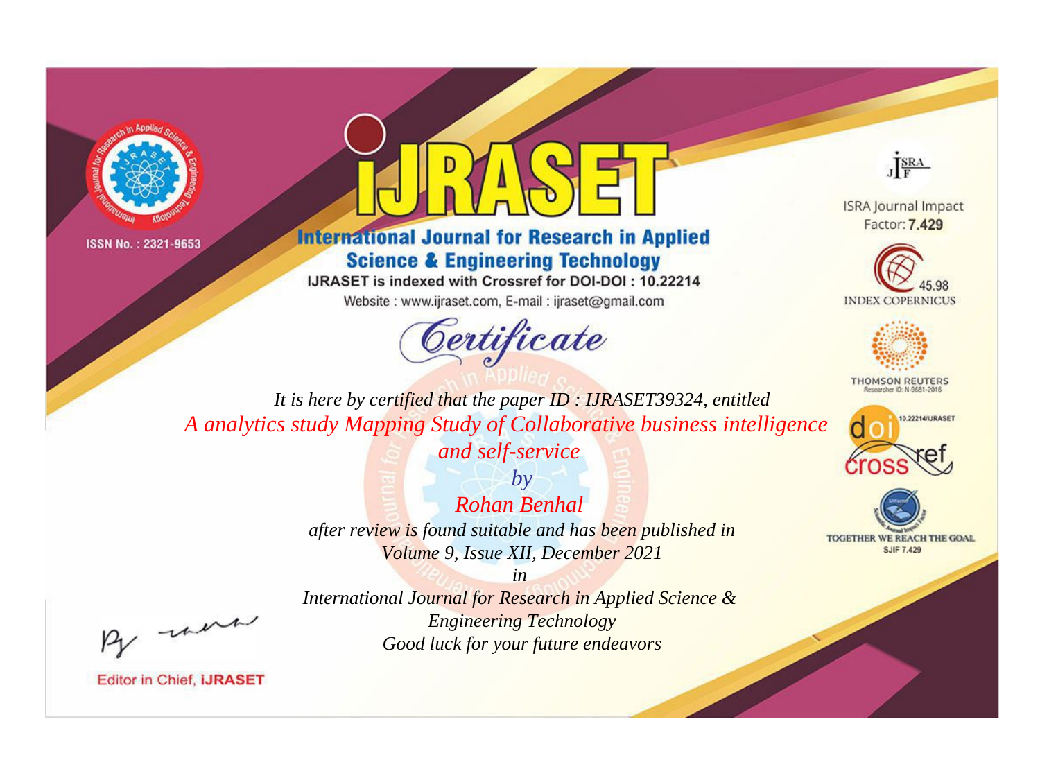ISSN No. : 2321-9653

# iJRASET

## International Journal for Research in Applied Science & Engineering Technology

IJRASET is indexed with Crossref for DOI-DOI : 10.22214

Website : www.ijraset.com, E-mail : ijraset@gmail.com

ISRA Journal Impact Factor: **7.429**

45.98 INDEX COPERNICUS

THOMSON REUTERS Researcher ID: N-9681-2016

10.22214/IJRASET

TOGETHER WE REACH THE GOAL SJIF 7.429

*Certificate*

*It is here by certified that the paper ID : IJRASET39324, entitled*

*A analytics study Mapping Study of Collaborative business intelligence and self-service*

*by*

*Rohan Benhal*

*after review is found suitable and has been published in*

*Volume 9, Issue XII, December 2021*

*in*

*International Journal for Research in Applied Science & Engineering Technology*

*Good luck for your future endeavors*

Editor in Chief, iJRASET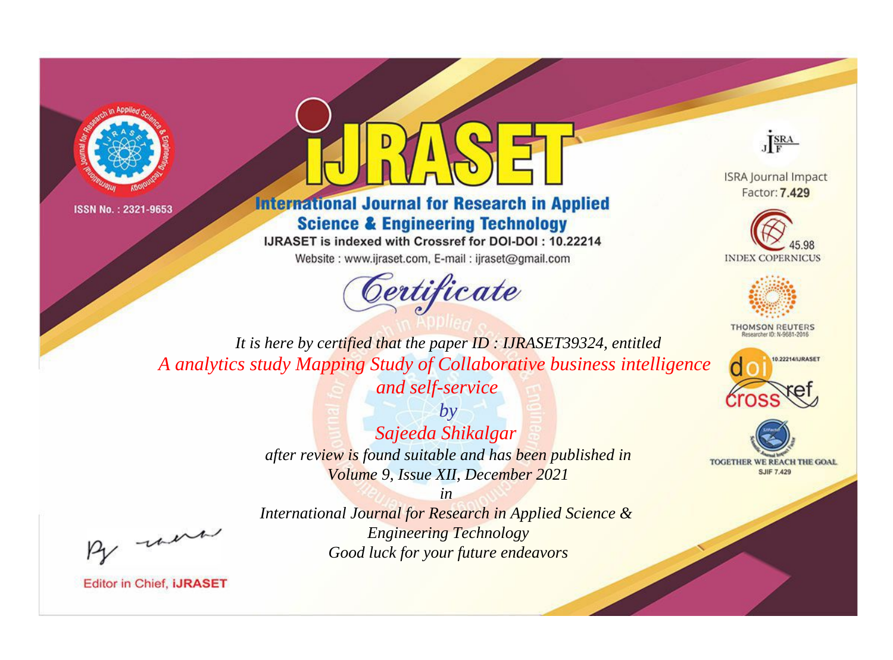ISSN No. : 2321-9653

# iJRASET

## International Journal for Research in Applied Science & Engineering Technology

IJRASET is indexed with Crossref for DOI-DOI : 10.22214

Website : www.ijraset.com, E-mail : ijraset@gmail.com

ISRA Journal Impact Factor: **7.429**

45.98 INDEX COPERNICUS

THOMSON REUTERS Researcher ID: N-9681-2016

10.22214/IJRASET

TOGETHER WE REACH THE GOAL SJIF 7.429

# *Certificate*

*It is here by certified that the paper ID : IJRASET39324, entitled*

*A analytics study Mapping Study of Collaborative business intelligence and self-service*

*by*

*Sajeeda Shikalgar*

*after review is found suitable and has been published in*

*Volume 9, Issue XII, December 2021*

*in*

*International Journal for Research in Applied Science & Engineering Technology*

*Good luck for your future endeavors*

Editor in Chief, **iJRASET**